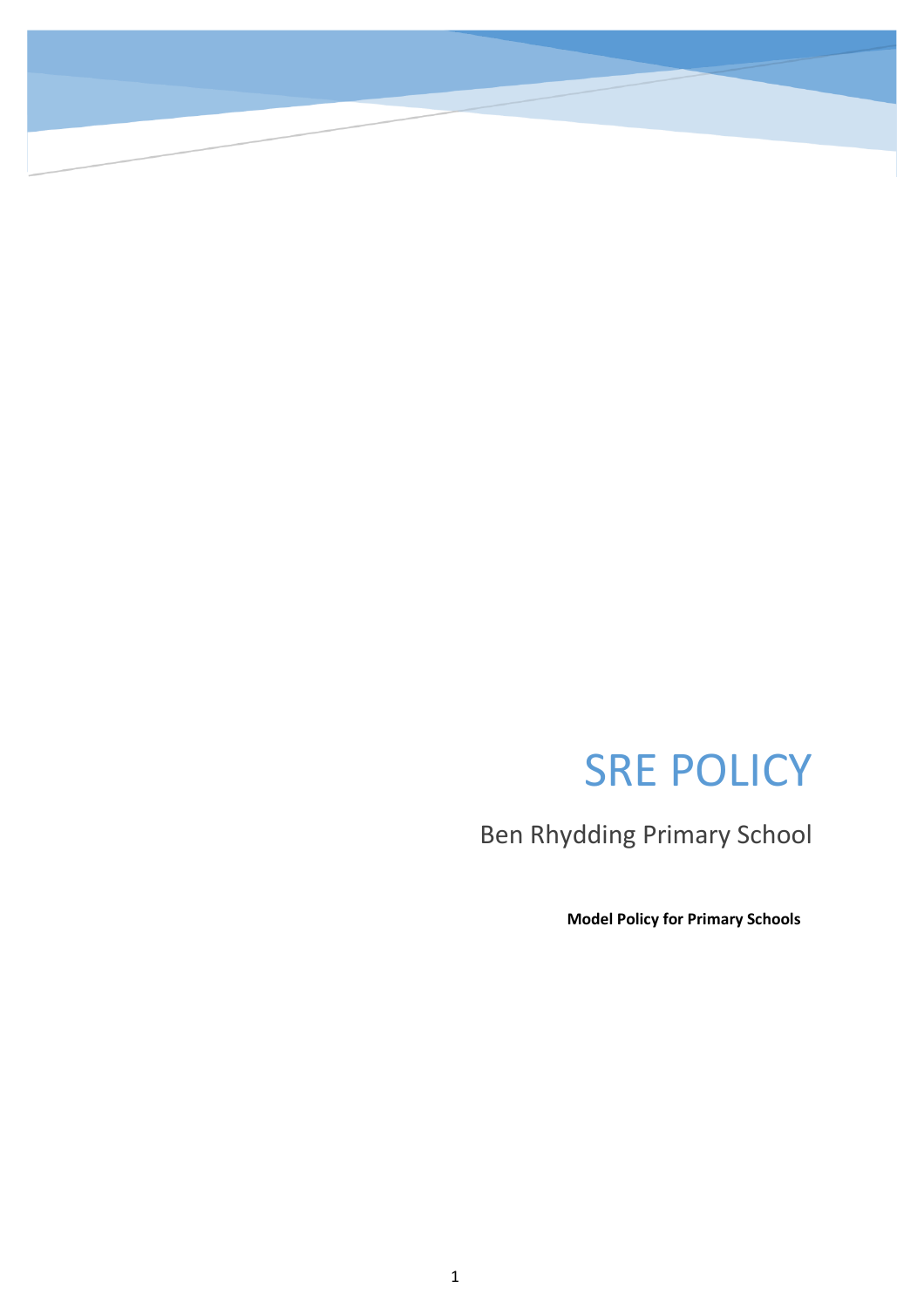# SRE POLICY

Ben Rhydding Primary School

**Model Policy for Primary Schools**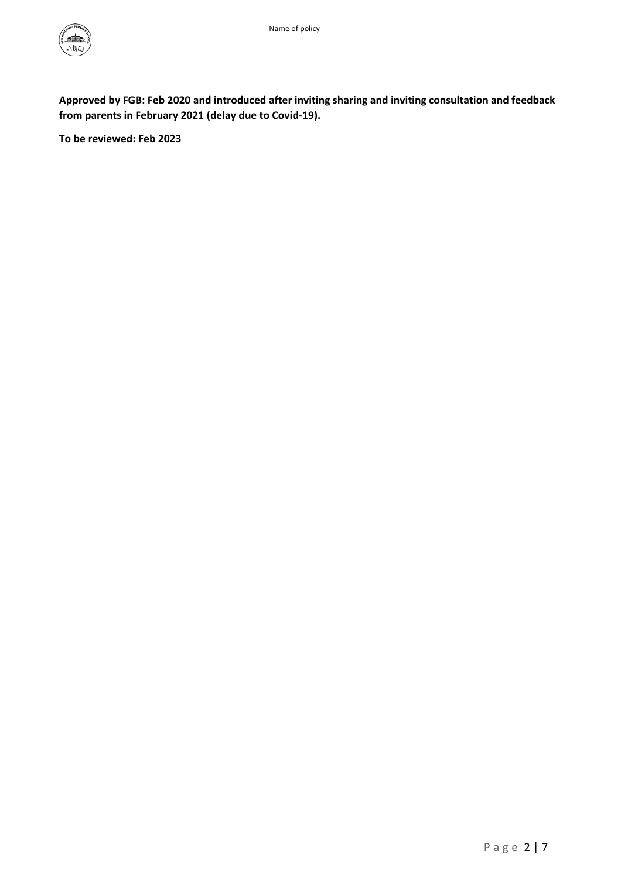**Approved by FGB: Feb 2020 and introduced after inviting sharing and inviting consultation and feedback from parents in February 2021 (delay due to Covid-19).**

**To be reviewed: Feb 2023**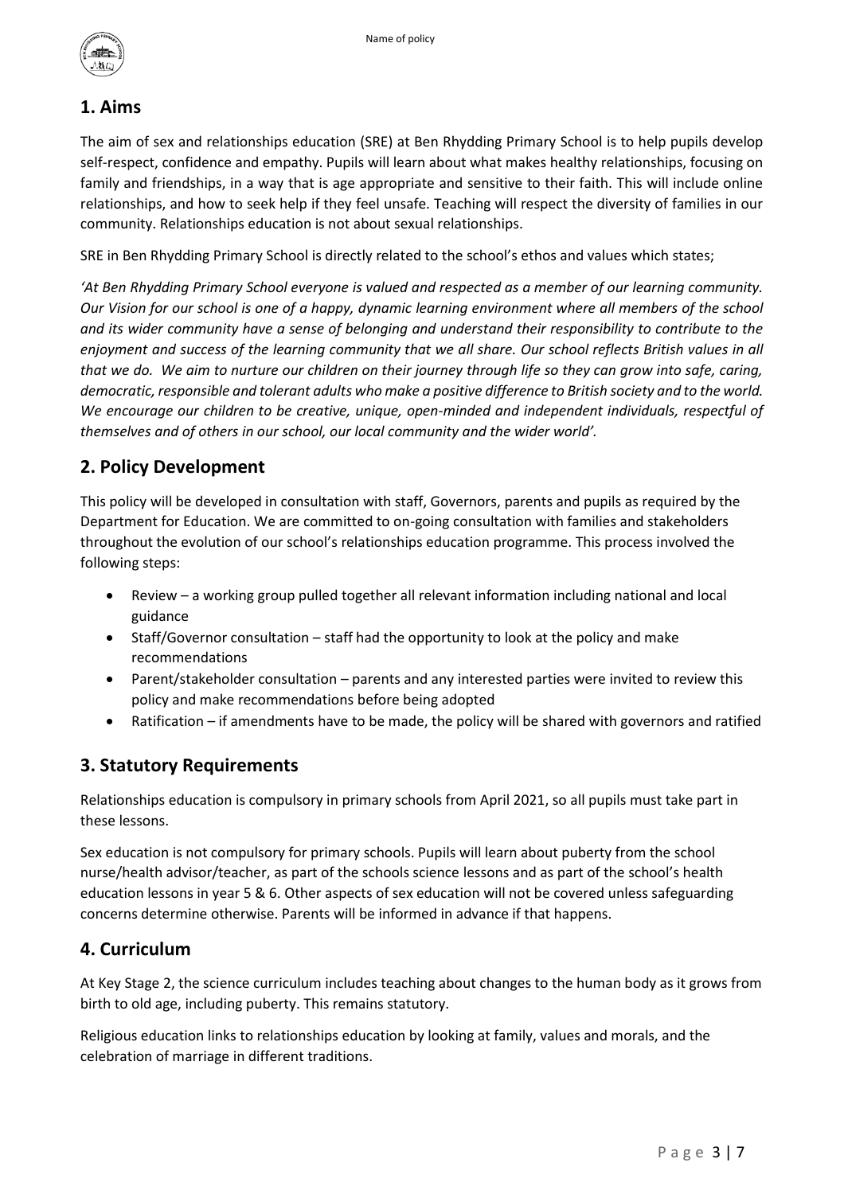## 1. Aims

The aim of sex and relationships education (SRE) at Ben Rhydding Primary School is to help pupils develop self-respect, confidence and empathy. Pupils will learn about what makes healthy relationships, focusing on family and friendships, in a way that is age appropriate and sensitive to their faith. This will include online relationships, and how to seek help if they feel unsafe. Teaching will respect the diversity of families in our community. Relationships education is not about sexual relationships.

SRE in Ben Rhydding Primary School is directly related to the school's ethos and values which states;

*'At Ben Rhydding Primary School everyone is valued and respected as a member of our learning community. Our Vision for our school is one of a happy, dynamic learning environment where all members of the school and its wider community have a sense of belonging and understand their responsibility to contribute to the enjoyment and success of the learning community that we all share. Our school reflects British values in all that we do. We aim to nurture our children on their journey through life so they can grow into safe, caring, democratic, responsible and tolerant adults who make a positive difference to British society and to the world. We encourage our children to be creative, unique, open-minded and independent individuals, respectful of themselves and of others in our school, our local community and the wider world'.*

## 2. Policy Development

This policy will be developed in consultation with staff, Governors, parents and pupils as required by the Department for Education. We are committed to on-going consultation with families and stakeholders throughout the evolution of our school's relationships education programme. This process involved the following steps:

- Review – a working group pulled together all relevant information including national and local guidance
- Staff/Governor consultation – staff had the opportunity to look at the policy and make recommendations
- Parent/stakeholder consultation – parents and any interested parties were invited to review this policy and make recommendations before being adopted
- Ratification – if amendments have to be made, the policy will be shared with governors and ratified

## 3. Statutory Requirements

Relationships education is compulsory in primary schools from April 2021, so all pupils must take part in these lessons.

Sex education is not compulsory for primary schools. Pupils will learn about puberty from the school nurse/health advisor/teacher, as part of the schools science lessons and as part of the school's health education lessons in year 5 & 6. Other aspects of sex education will not be covered unless safeguarding concerns determine otherwise. Parents will be informed in advance if that happens.

## 4. Curriculum

At Key Stage 2, the science curriculum includes teaching about changes to the human body as it grows from birth to old age, including puberty. This remains statutory.

Religious education links to relationships education by looking at family, values and morals, and the celebration of marriage in different traditions.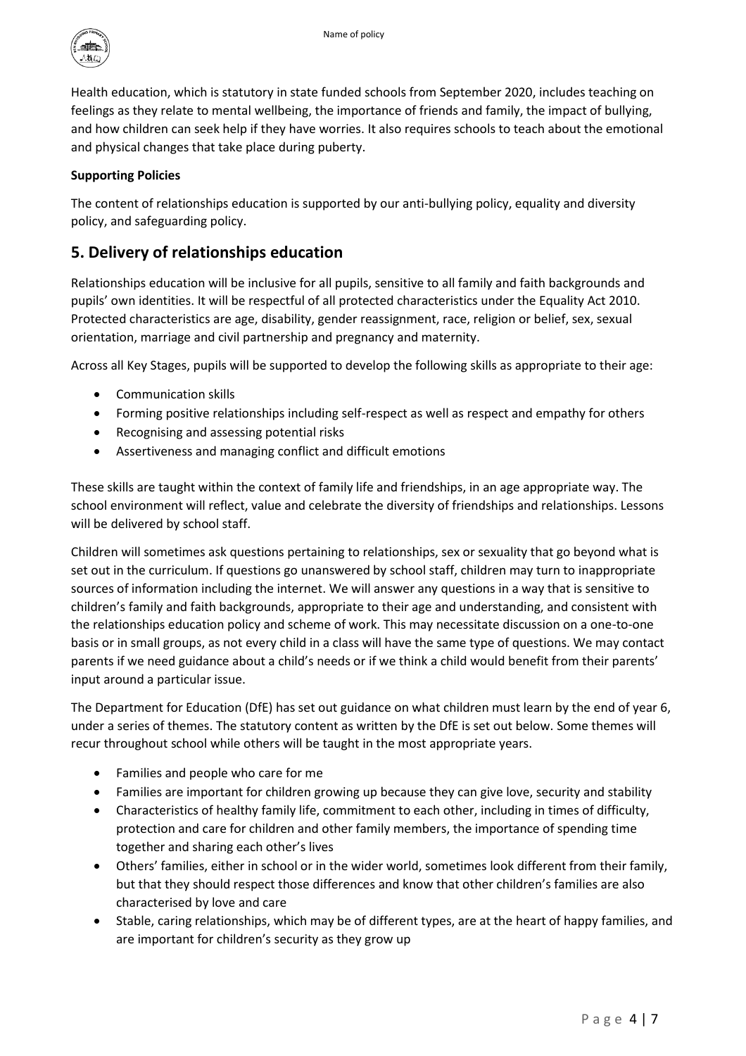Health education, which is statutory in state funded schools from September 2020, includes teaching on feelings as they relate to mental wellbeing, the importance of friends and family, the impact of bullying, and how children can seek help if they have worries. It also requires schools to teach about the emotional and physical changes that take place during puberty.

**Supporting Policies**

The content of relationships education is supported by our anti-bullying policy, equality and diversity policy, and safeguarding policy.

## 5. Delivery of relationships education

Relationships education will be inclusive for all pupils, sensitive to all family and faith backgrounds and pupils' own identities. It will be respectful of all protected characteristics under the Equality Act 2010. Protected characteristics are age, disability, gender reassignment, race, religion or belief, sex, sexual orientation, marriage and civil partnership and pregnancy and maternity.

Across all Key Stages, pupils will be supported to develop the following skills as appropriate to their age:

- Communication skills
- Forming positive relationships including self-respect as well as respect and empathy for others
- Recognising and assessing potential risks
- Assertiveness and managing conflict and difficult emotions

These skills are taught within the context of family life and friendships, in an age appropriate way. The school environment will reflect, value and celebrate the diversity of friendships and relationships. Lessons will be delivered by school staff.

Children will sometimes ask questions pertaining to relationships, sex or sexuality that go beyond what is set out in the curriculum. If questions go unanswered by school staff, children may turn to inappropriate sources of information including the internet. We will answer any questions in a way that is sensitive to children's family and faith backgrounds, appropriate to their age and understanding, and consistent with the relationships education policy and scheme of work. This may necessitate discussion on a one-to-one basis or in small groups, as not every child in a class will have the same type of questions. We may contact parents if we need guidance about a child's needs or if we think a child would benefit from their parents' input around a particular issue.

The Department for Education (DfE) has set out guidance on what children must learn by the end of year 6, under a series of themes. The statutory content as written by the DfE is set out below. Some themes will recur throughout school while others will be taught in the most appropriate years.

- Families and people who care for me
- Families are important for children growing up because they can give love, security and stability
- Characteristics of healthy family life, commitment to each other, including in times of difficulty, protection and care for children and other family members, the importance of spending time together and sharing each other's lives
- Others' families, either in school or in the wider world, sometimes look different from their family, but that they should respect those differences and know that other children's families are also characterised by love and care
- Stable, caring relationships, which may be of different types, are at the heart of happy families, and are important for children's security as they grow up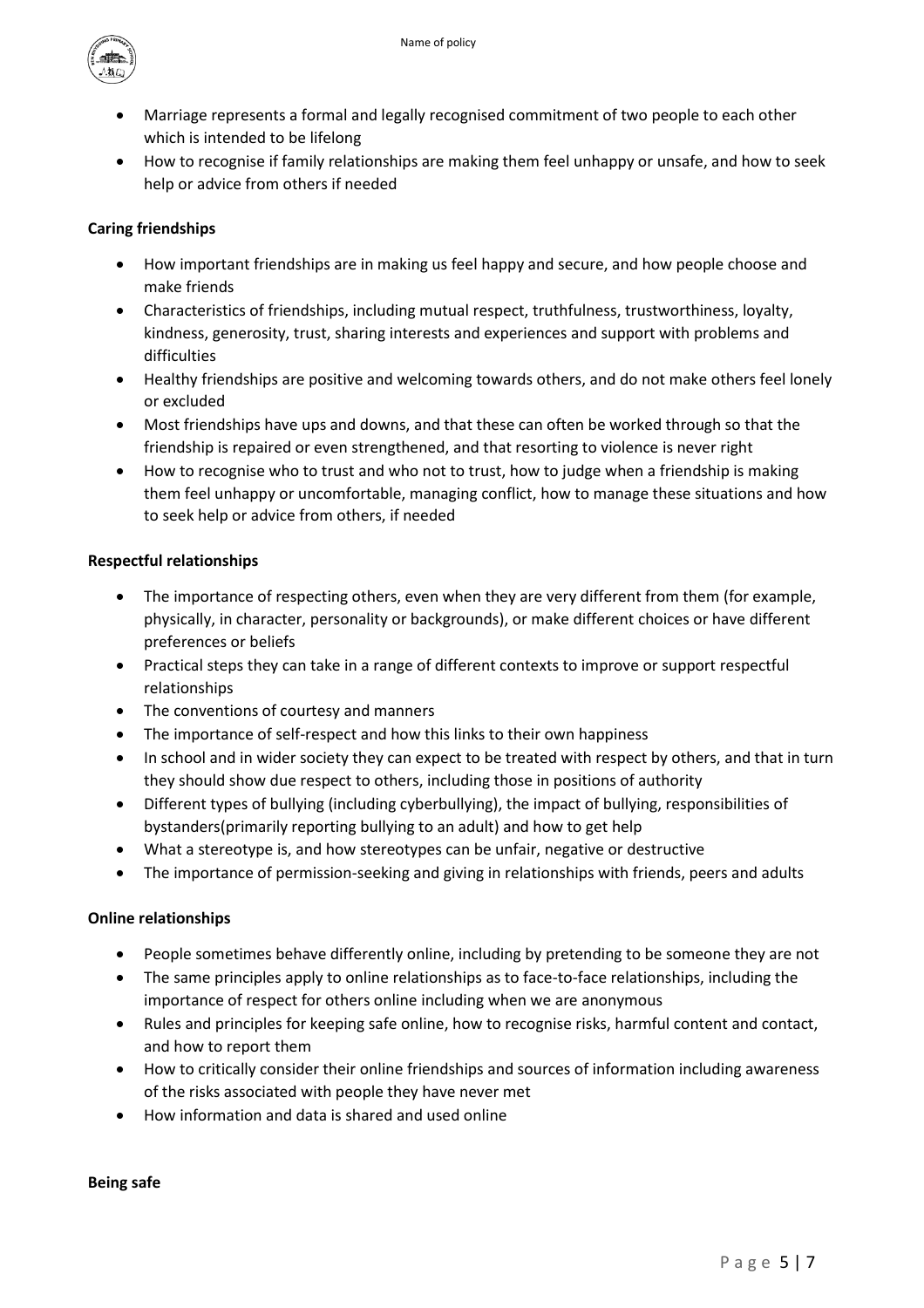- Marriage represents a formal and legally recognised commitment of two people to each other which is intended to be lifelong
- How to recognise if family relationships are making them feel unhappy or unsafe, and how to seek help or advice from others if needed

**Caring friendships**

- How important friendships are in making us feel happy and secure, and how people choose and make friends
- Characteristics of friendships, including mutual respect, truthfulness, trustworthiness, loyalty, kindness, generosity, trust, sharing interests and experiences and support with problems and difficulties
- Healthy friendships are positive and welcoming towards others, and do not make others feel lonely or excluded
- Most friendships have ups and downs, and that these can often be worked through so that the friendship is repaired or even strengthened, and that resorting to violence is never right
- How to recognise who to trust and who not to trust, how to judge when a friendship is making them feel unhappy or uncomfortable, managing conflict, how to manage these situations and how to seek help or advice from others, if needed

**Respectful relationships**

- The importance of respecting others, even when they are very different from them (for example, physically, in character, personality or backgrounds), or make different choices or have different preferences or beliefs
- Practical steps they can take in a range of different contexts to improve or support respectful relationships
- The conventions of courtesy and manners
- The importance of self-respect and how this links to their own happiness
- In school and in wider society they can expect to be treated with respect by others, and that in turn they should show due respect to others, including those in positions of authority
- Different types of bullying (including cyberbullying), the impact of bullying, responsibilities of bystanders(primarily reporting bullying to an adult) and how to get help
- What a stereotype is, and how stereotypes can be unfair, negative or destructive
- The importance of permission-seeking and giving in relationships with friends, peers and adults

**Online relationships**

- People sometimes behave differently online, including by pretending to be someone they are not
- The same principles apply to online relationships as to face-to-face relationships, including the importance of respect for others online including when we are anonymous
- Rules and principles for keeping safe online, how to recognise risks, harmful content and contact, and how to report them
- How to critically consider their online friendships and sources of information including awareness of the risks associated with people they have never met
- How information and data is shared and used online

**Being safe**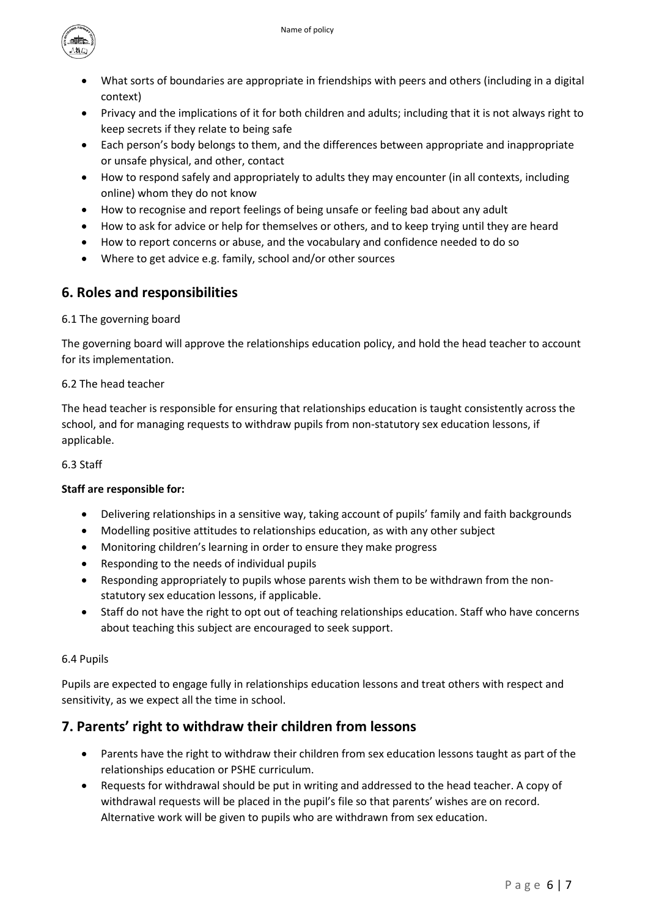- What sorts of boundaries are appropriate in friendships with peers and others (including in a digital context)
- Privacy and the implications of it for both children and adults; including that it is not always right to keep secrets if they relate to being safe
- Each person's body belongs to them, and the differences between appropriate and inappropriate or unsafe physical, and other, contact
- How to respond safely and appropriately to adults they may encounter (in all contexts, including online) whom they do not know
- How to recognise and report feelings of being unsafe or feeling bad about any adult
- How to ask for advice or help for themselves or others, and to keep trying until they are heard
- How to report concerns or abuse, and the vocabulary and confidence needed to do so
- Where to get advice e.g. family, school and/or other sources

## 6. Roles and responsibilities

6.1 The governing board

The governing board will approve the relationships education policy, and hold the head teacher to account for its implementation.

6.2 The head teacher

The head teacher is responsible for ensuring that relationships education is taught consistently across the school, and for managing requests to withdraw pupils from non-statutory sex education lessons, if applicable.

6.3 Staff

**Staff are responsible for:**

- Delivering relationships in a sensitive way, taking account of pupils' family and faith backgrounds
- Modelling positive attitudes to relationships education, as with any other subject
- Monitoring children's learning in order to ensure they make progress
- Responding to the needs of individual pupils
- Responding appropriately to pupils whose parents wish them to be withdrawn from the non-statutory sex education lessons, if applicable.
- Staff do not have the right to opt out of teaching relationships education. Staff who have concerns about teaching this subject are encouraged to seek support.

6.4 Pupils

Pupils are expected to engage fully in relationships education lessons and treat others with respect and sensitivity, as we expect all the time in school.

## 7. Parents' right to withdraw their children from lessons

- Parents have the right to withdraw their children from sex education lessons taught as part of the relationships education or PSHE curriculum.
- Requests for withdrawal should be put in writing and addressed to the head teacher. A copy of withdrawal requests will be placed in the pupil's file so that parents' wishes are on record. Alternative work will be given to pupils who are withdrawn from sex education.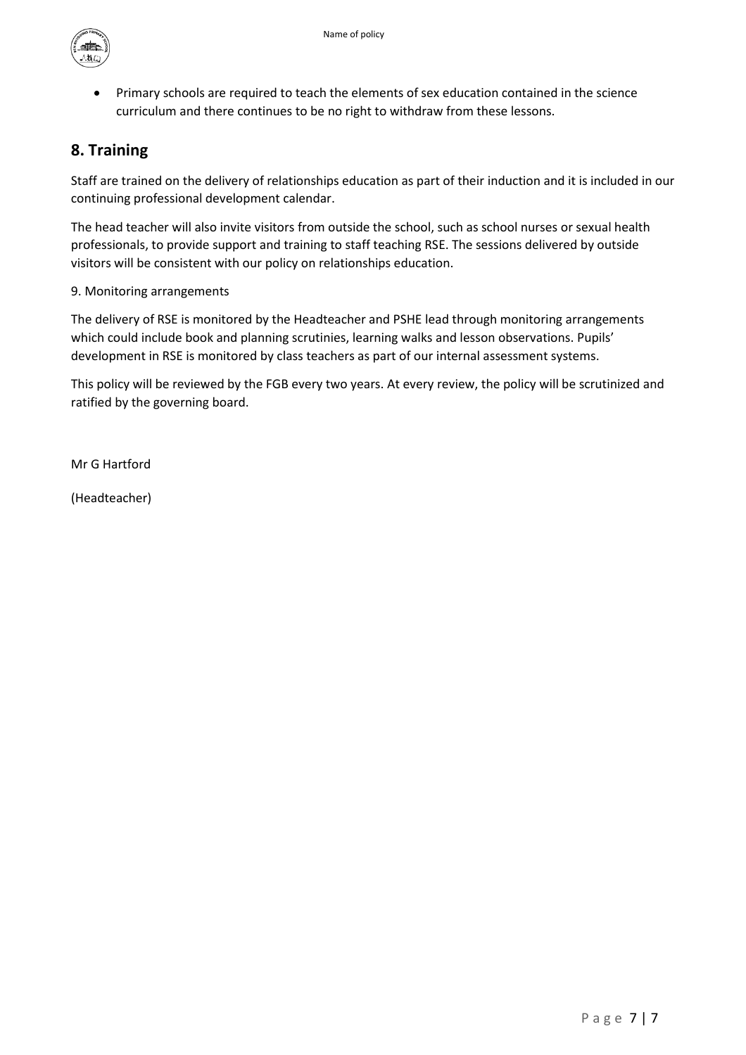- Primary schools are required to teach the elements of sex education contained in the science curriculum and there continues to be no right to withdraw from these lessons.

## 8. Training

Staff are trained on the delivery of relationships education as part of their induction and it is included in our continuing professional development calendar.

The head teacher will also invite visitors from outside the school, such as school nurses or sexual health professionals, to provide support and training to staff teaching RSE. The sessions delivered by outside visitors will be consistent with our policy on relationships education.

9. Monitoring arrangements

The delivery of RSE is monitored by the Headteacher and PSHE lead through monitoring arrangements which could include book and planning scrutinies, learning walks and lesson observations. Pupils' development in RSE is monitored by class teachers as part of our internal assessment systems.

This policy will be reviewed by the FGB every two years. At every review, the policy will be scrutinized and ratified by the governing board.

Mr G Hartford

(Headteacher)